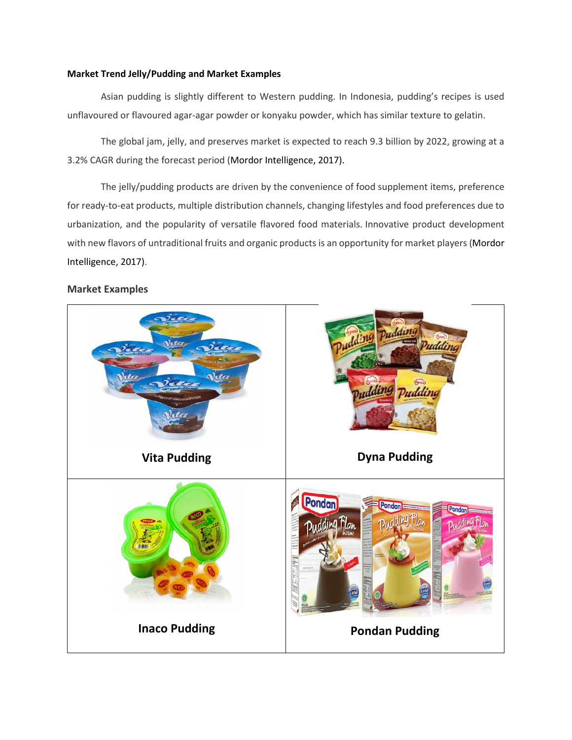**Market Trend Jelly/Pudding and Market Examples**

Asian pudding is slightly different to Western pudding. In Indonesia, pudding's recipes is used unflavoured or flavoured agar-agar powder or konyaku powder, which has similar texture to gelatin.

The global jam, jelly, and preserves market is expected to reach 9.3 billion by 2022, growing at a 3.2% CAGR during the forecast period (Mordor Intelligence, 2017).

The jelly/pudding products are driven by the convenience of food supplement items, preference for ready-to-eat products, multiple distribution channels, changing lifestyles and food preferences due to urbanization, and the popularity of versatile flavored food materials. Innovative product development with new flavors of untraditional fruits and organic products is an opportunity for market players (Mordor Intelligence, 2017).

## Market Examples

| | |
|---|---|
| **Vita Pudding** | **Dyna Pudding** |
| **Inaco Pudding** | **Pondan Pudding** |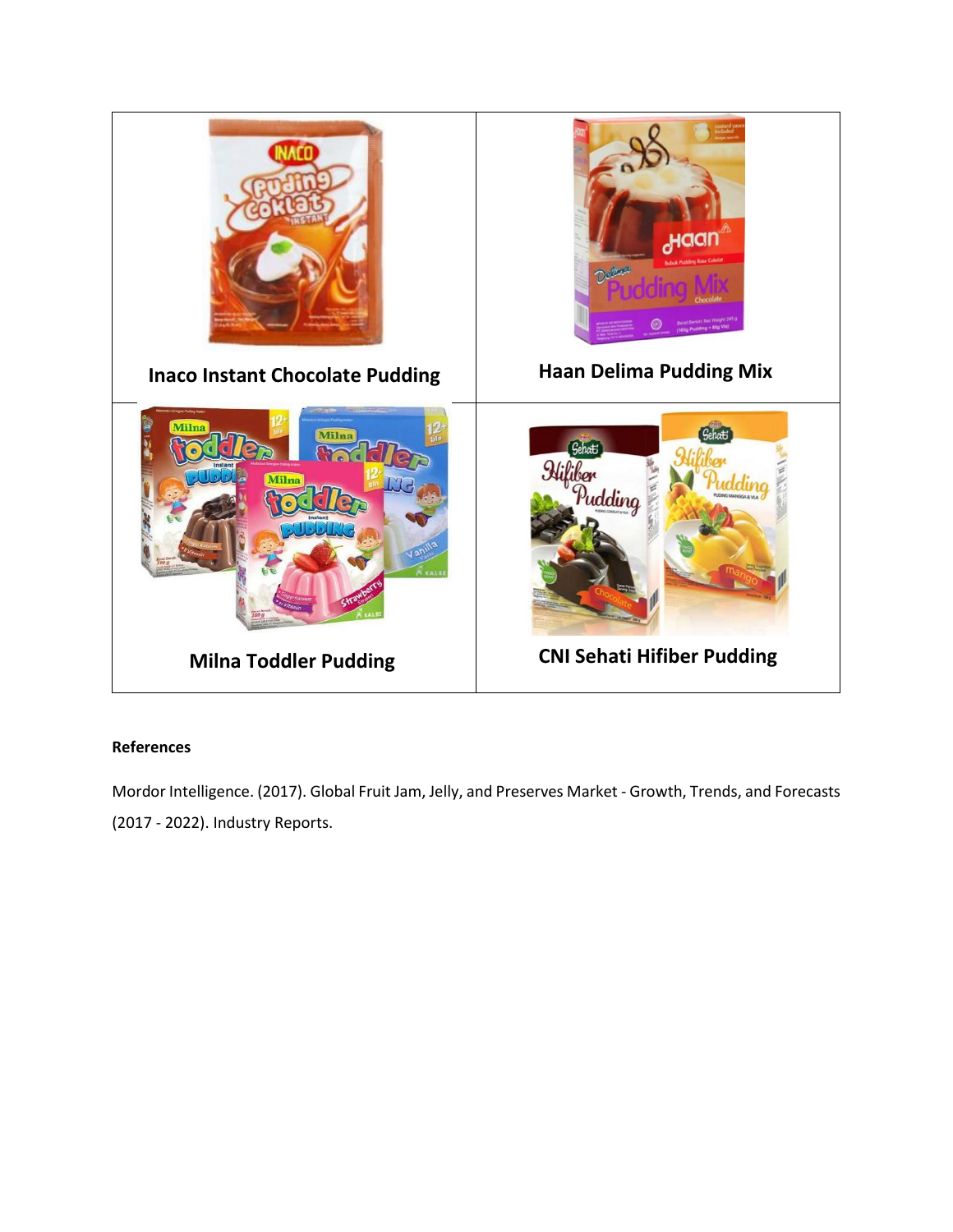| | |
|---|---|
| **Inaco Instant Chocolate Pudding** | **Haan Delima Pudding Mix** |
| **Milna Toddler Pudding** | **CNI Sehati Hifiber Pudding** |

**References**

Mordor Intelligence. (2017). Global Fruit Jam, Jelly, and Preserves Market - Growth, Trends, and Forecasts (2017 - 2022). Industry Reports.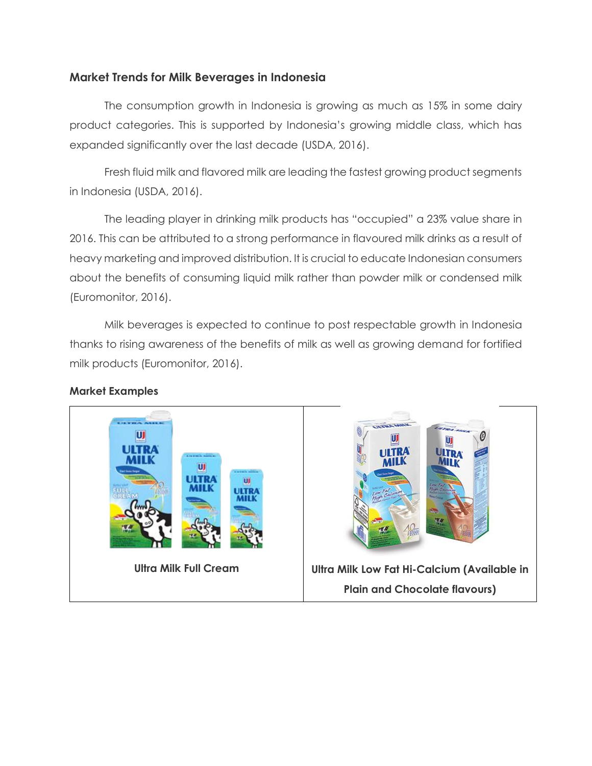### Market Trends for Milk Beverages in Indonesia

The consumption growth in Indonesia is growing as much as 15% in some dairy product categories. This is supported by Indonesia's growing middle class, which has expanded significantly over the last decade (USDA, 2016).

Fresh fluid milk and flavored milk are leading the fastest growing product segments in Indonesia (USDA, 2016).

The leading player in drinking milk products has "occupied" a 23% value share in 2016. This can be attributed to a strong performance in flavoured milk drinks as a result of heavy marketing and improved distribution. It is crucial to educate Indonesian consumers about the benefits of consuming liquid milk rather than powder milk or condensed milk (Euromonitor, 2016).

Milk beverages is expected to continue to post respectable growth in Indonesia thanks to rising awareness of the benefits of milk as well as growing demand for fortified milk products (Euromonitor, 2016).

#### Market Examples

| | |
|---|---|
| **Ultra Milk Full Cream** | **Ultra Milk Low Fat Hi-Calcium (Available in Plain and Chocolate flavours)** |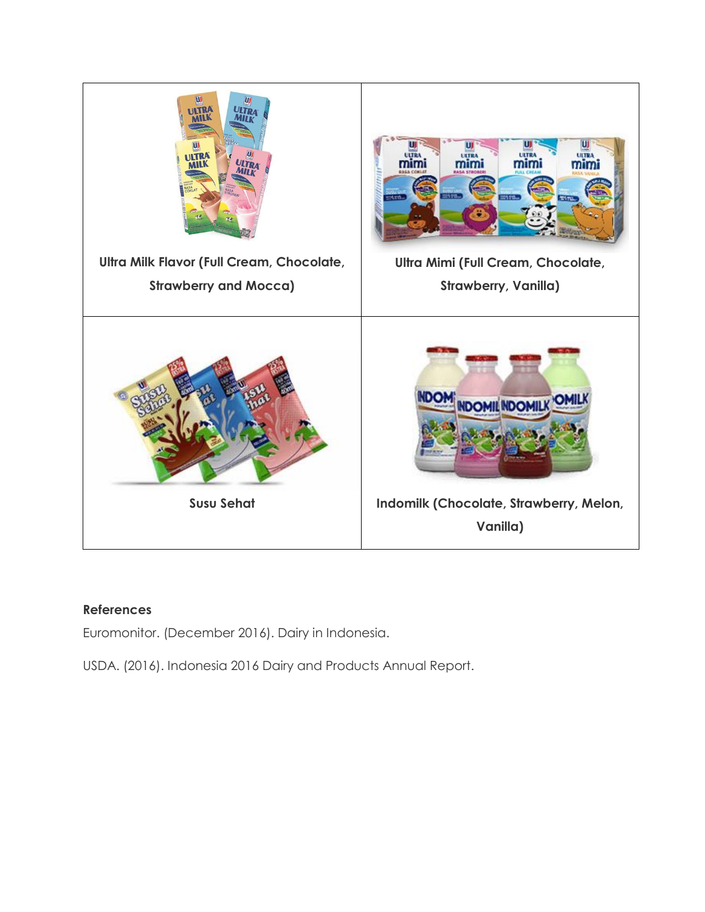| | |
|---|---|
| **Ultra Milk Flavor (Full Cream, Chocolate, Strawberry and Mocca)** | **Ultra Mimi (Full Cream, Chocolate, Strawberry, Vanilla)** |
| **Susu Sehat** | **Indomilk (Chocolate, Strawberry, Melon, Vanilla)** |

**References**

Euromonitor. (December 2016). Dairy in Indonesia.

USDA. (2016). Indonesia 2016 Dairy and Products Annual Report.